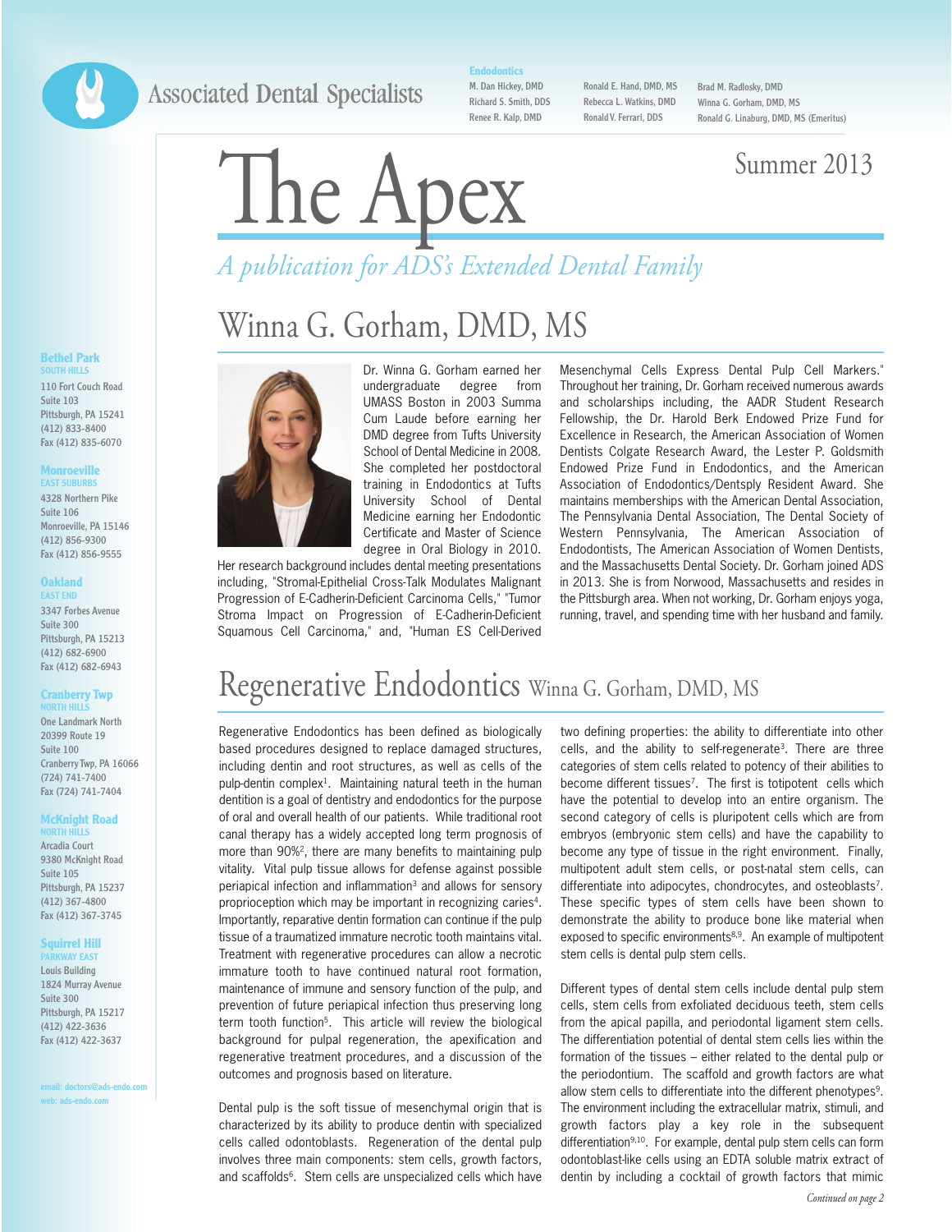Associated Dental Specialists

**Endodontics**

M. Dan Hickey, DMD
Richard S. Smith, DDS
Renee R. Kalp, DMD
Ronald E. Hand, DMD, MS
Rebecca L. Watkins, DMD
Ronald V. Ferrari, DDS
Brad M. Radlosky, DMD
Winna G. Gorham, DMD, MS
Ronald G. Linaburg, DMD, MS (Emeritus)

# The Apex

Summer 2013

*A publication for ADS's Extended Dental Family*

**Bethel Park**
SOUTH HILLS
110 Fort Couch Road
Suite 103
Pittsburgh, PA 15241
(412) 833-8400
Fax (412) 835-6070

**Monroeville**
EAST SUBURBS
4328 Northern Pike
Suite 106
Monroeville, PA 15146
(412) 856-9300
Fax (412) 856-9555

**Oakland**
EAST END
3347 Forbes Avenue
Suite 300
Pittsburgh, PA 15213
(412) 682-6900
Fax (412) 682-6943

**Cranberry Twp**
NORTH HILLS
One Landmark North
20399 Route 19
Suite 100
Cranberry Twp, PA 16066
(724) 741-7400
Fax (724) 741-7404

**McKnight Road**
NORTH HILLS
Arcadia Court
9380 McKnight Road
Suite 105
Pittsburgh, PA 15237
(412) 367-4800
Fax (412) 367-3745

**Squirrel Hill**
PARKWAY EAST
Louis Building
1824 Murray Avenue
Suite 300
Pittsburgh, PA 15217
(412) 422-3636
Fax (412) 422-3637

email: doctors@ads-endo.com
web: ads-endo.com

## Winna G. Gorham, DMD, MS

Dr. Winna G. Gorham earned her undergraduate degree from UMASS Boston in 2003 Summa Cum Laude before earning her DMD degree from Tufts University School of Dental Medicine in 2008. She completed her postdoctoral training in Endodontics at Tufts University School of Dental Medicine earning her Endodontic Certificate and Master of Science degree in Oral Biology in 2010. Her research background includes dental meeting presentations including, "Stromal-Epithelial Cross-Talk Modulates Malignant Progression of E-Cadherin-Deficient Carcinoma Cells," "Tumor Stroma Impact on Progression of E-Cadherin-Deficient Squamous Cell Carcinoma," and, "Human ES Cell-Derived Mesenchymal Cells Express Dental Pulp Cell Markers." Throughout her training, Dr. Gorham received numerous awards and scholarships including, the AADR Student Research Fellowship, the Dr. Harold Berk Endowed Prize Fund for Excellence in Research, the American Association of Women Dentists Colgate Research Award, the Lester P. Goldsmith Endowed Prize Fund in Endodontics, and the American Association of Endodontics/Dentsply Resident Award. She maintains memberships with the American Dental Association, The Pennsylvania Dental Association, The Dental Society of Western Pennsylvania, The American Association of Endodontists, The American Association of Women Dentists, and the Massachusetts Dental Society. Dr. Gorham joined ADS in 2013. She is from Norwood, Massachusetts and resides in the Pittsburgh area. When not working, Dr. Gorham enjoys yoga, running, travel, and spending time with her husband and family.

## Regenerative Endodontics Winna G. Gorham, DMD, MS

Regenerative Endodontics has been defined as biologically based procedures designed to replace damaged structures, including dentin and root structures, as well as cells of the pulp-dentin complex[1]. Maintaining natural teeth in the human dentition is a goal of dentistry and endodontics for the purpose of oral and overall health of our patients. While traditional root canal therapy has a widely accepted long term prognosis of more than 90%[2], there are many benefits to maintaining pulp vitality. Vital pulp tissue allows for defense against possible periapical infection and inflammation[3] and allows for sensory proprioception which may be important in recognizing caries[4]. Importantly, reparative dentin formation can continue if the pulp tissue of a traumatized immature necrotic tooth maintains vital. Treatment with regenerative procedures can allow a necrotic immature tooth to have continued natural root formation, maintenance of immune and sensory function of the pulp, and prevention of future periapical infection thus preserving long term tooth function[5]. This article will review the biological background for pulpal regeneration, the apexification and regenerative treatment procedures, and a discussion of the outcomes and prognosis based on literature.

Dental pulp is the soft tissue of mesenchymal origin that is characterized by its ability to produce dentin with specialized cells called odontoblasts. Regeneration of the dental pulp involves three main components: stem cells, growth factors, and scaffolds[6]. Stem cells are unspecialized cells which have two defining properties: the ability to differentiate into other cells, and the ability to self-regenerate[3]. There are three categories of stem cells related to potency of their abilities to become different tissues[7]. The first is totipotent cells which have the potential to develop into an entire organism. The second category of cells is pluripotent cells which are from embryos (embryonic stem cells) and have the capability to become any type of tissue in the right environment. Finally, multipotent adult stem cells, or post-natal stem cells, can differentiate into adipocytes, chondrocytes, and osteoblasts[7]. These specific types of stem cells have been shown to demonstrate the ability to produce bone like material when exposed to specific environments[8,9]. An example of multipotent stem cells is dental pulp stem cells.

Different types of dental stem cells include dental pulp stem cells, stem cells from exfoliated deciduous teeth, stem cells from the apical papilla, and periodontal ligament stem cells. The differentiation potential of dental stem cells lies within the formation of the tissues – either related to the dental pulp or the periodontium. The scaffold and growth factors are what allow stem cells to differentiate into the different phenotypes[9]. The environment including the extracellular matrix, stimuli, and growth factors play a key role in the subsequent differentiation[9,10]. For example, dental pulp stem cells can form odontoblast-like cells using an EDTA soluble matrix extract of dentin by including a cocktail of growth factors that mimic

*Continued on page 2*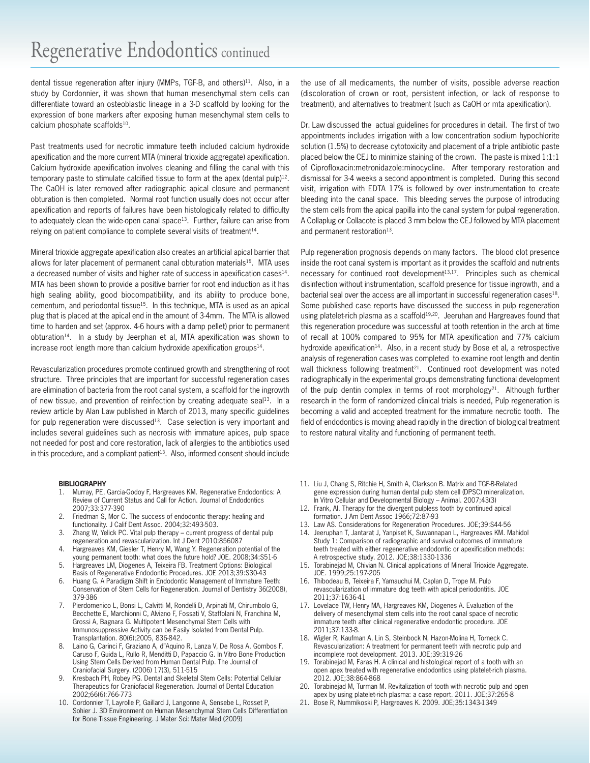# Regenerative Endodontics continued

dental tissue regeneration after injury (MMPs, TGF-B, and others)[11]. Also, in a study by Cordonnier, it was shown that human mesenchymal stem cells can differentiate toward an osteoblastic lineage in a 3-D scaffold by looking for the expression of bone markers after exposing human mesenchymal stem cells to calcium phosphate scaffolds[10].

Past treatments used for necrotic immature teeth included calcium hydroxide apexification and the more current MTA (mineral trioxide aggregate) apexification. Calcium hydroxide apexification involves cleaning and filling the canal with this temporary paste to stimulate calcified tissue to form at the apex (dental pulp)[12]. The CaOH is later removed after radiographic apical closure and permanent obturation is then completed. Normal root function usually does not occur after apexification and reports of failures have been histologically related to difficulty to adequately clean the wide-open canal space[13]. Further, failure can arise from relying on patient compliance to complete several visits of treatment[14].

Mineral trioxide aggregate apexification also creates an artificial apical barrier that allows for later placement of permanent canal obturation materials[15]. MTA uses a decreased number of visits and higher rate of success in apexification cases[14]. MTA has been shown to provide a positive barrier for root end induction as it has high sealing ability, good biocompatibility, and its ability to produce bone, cementum, and periodontal tissue[15]. In this technique, MTA is used as an apical plug that is placed at the apical end in the amount of 3-4mm. The MTA is allowed time to harden and set (approx. 4-6 hours with a damp pellet) prior to permanent obturation[14]. In a study by Jeerphan et al, MTA apexification was shown to increase root length more than calcium hydroxide apexification groups[14].

Revascularization procedures promote continued growth and strengthening of root structure. Three principles that are important for successful regeneration cases are elimination of bacteria from the root canal system, a scaffold for the ingrowth of new tissue, and prevention of reinfection by creating adequate seal[13]. In a review article by Alan Law published in March of 2013, many specific guidelines for pulp regeneration were discussed[13]. Case selection is very important and includes several guidelines such as necrosis with immature apices, pulp space not needed for post and core restoration, lack of allergies to the antibiotics used in this procedure, and a compliant patient[13]. Also, informed consent should include the use of all medicaments, the number of visits, possible adverse reaction (discoloration of crown or root, persistent infection, or lack of response to treatment), and alternatives to treatment (such as CaOH or mta apexification).

Dr. Law discussed the actual guidelines for procedures in detail. The first of two appointments includes irrigation with a low concentration sodium hypochlorite solution (1.5%) to decrease cytotoxicity and placement of a triple antibiotic paste placed below the CEJ to minimize staining of the crown. The paste is mixed 1:1:1 of Ciprofloxacin:metronidazole:minocycline. After temporary restoration and dismissal for 3-4 weeks a second appointment is completed. During this second visit, irrigation with EDTA 17% is followed by over instrumentation to create bleeding into the canal space. This bleeding serves the purpose of introducing the stem cells from the apical papilla into the canal system for pulpal regeneration. A Collaplug or Collacote is placed 3 mm below the CEJ followed by MTA placement and permanent restoration[13].

Pulp regeneration prognosis depends on many factors. The blood clot presence inside the root canal system is important as it provides the scaffold and nutrients necessary for continued root development[13,17]. Principles such as chemical disinfection without instrumentation, scaffold presence for tissue ingrowth, and a bacterial seal over the access are all important in successful regeneration cases[18]. Some published case reports have discussed the success in pulp regeneration using platelet-rich plasma as a scaffold[19,20]. Jeeruhan and Hargreaves found that this regeneration procedure was successful at tooth retention in the arch at time of recall at 100% compared to 95% for MTA apexification and 77% calcium hydroxide apexification[14]. Also, in a recent study by Bose et al, a retrospective analysis of regeneration cases was completed to examine root length and dentin wall thickness following treatment[21]. Continued root development was noted radiographically in the experimental groups demonstrating functional development of the pulp dentin complex in terms of root morphology[21]. Although further research in the form of randomized clinical trials is needed, Pulp regeneration is becoming a valid and accepted treatment for the immature necrotic tooth. The field of endodontics is moving ahead rapidly in the direction of biological treatment to restore natural vitality and functioning of permanent teeth.

**BIBLIOGRAPHY**

1. Murray, PE, Garcia-Godoy F, Hargreaves KM. Regenerative Endodontics: A Review of Current Status and Call for Action. Journal of Endodontics 2007;33:377-390
2. Friedman S, Mor C. The success of endodontic therapy: healing and functionality. J Calif Dent Assoc. 2004;32:493-503.
3. Zhang W, Yelick PC. Vital pulp therapy – current progress of dental pulp regeneration and revascularization. Int J Dent 2010:856087
4. Hargreaves KM, Giesler T, Henry M, Wang Y. Regeneration potential of the young permanent tooth: what does the future hold? JOE. 2008;34:S51-6
5. Hargreaves LM, Diogenes A, Teixeira FB. Treatment Options: Biological Basis of Regenerative Endodontic Procedures. JOE 2013;39:S30-43
6. Huang G. A Paradigm Shift in Endodontic Management of Immature Teeth: Conservation of Stem Cells for Regeneration. Journal of Dentistry 36(2008), 379-386
7. Pierdomenico L, Bonsi L, Calvitti M, Rondelli D, Arpinati M, Chirumbolo G, Becchette E, Marchionni C, Alviano F, Fossati V, Staffolani N, Franchina M, Grossi A, Bagnara G. Multipotent Mesenchymal Stem Cells with Immunosuppressive Activity can be Easily Isolated from Dental Pulp. Transplantation. 80(6);2005, 836-842.
8. Laino G, Carinci F, Graziano A, d"Aquino R, Lanza V, De Rosa A, Gombos F, Caruso F, Guida L, Rullo R, Menditti D, Papaccio G. In Vitro Bone Production Using Stem Cells Derived from Human Dental Pulp. The Journal of Craniofacial Surgery. (2006) 17(3), 511-515
9. Kresbach PH, Robey PG. Dental and Skeletal Stem Cells: Potential Cellular Therapeutics for Craniofacial Regeneration. Journal of Dental Education 2002;66(6):766-773
10. Cordonnier T, Layrolle P, Gaillard J, Langonne A, Sensebe L, Rosset P, Sohier J. 3D Environment on Human Mesenchymal Stem Cells Differentiation for Bone Tissue Engineering. J Mater Sci: Mater Med (2009)
11. Liu J, Chang S, Ritchie H, Smith A, Clarkson B. Matrix and TGF-B-Related gene expression during human dental pulp stem cell (DPSC) mineralization. In Vitro Cellular and Developmental Biology – Animal. 2007;43(3)
12. Frank, Al. Therapy for the divergent pulpless tooth by continued apical formation. J Am Dent Assoc 1966;72:87-93
13. Law AS. Considerations for Regeneration Procedures. JOE;39:S44-56
14. Jeeruphan T, Jantarat J, Yanpiset K, Suwannapan L, Hargreaves KM. Mahidol Study 1: Comparison of radiographic and survival outcomes of immature teeth treated with either regenerative endodontic or apexification methods: A retrospective study. 2012. JOE;38:1330-1336
15. Torabinejad M, Chivian N. Clinical applications of Mineral Trioxide Aggregate. JOE. 1999;25:197-205
16. Thibodeau B, Teixeira F, Yamauchui M, Caplan D, Trope M. Pulp revascularization of immature dog teeth with apical periodontitis. JOE 2011;37:1636-41
17. Lovelace TW, Henry MA, Hargreaves KM, Diogenes A. Evaluation of the delivery of mesenchymal stem cells into the root canal space of necrotic immature teeth after clinical regenerative endodontic procedure. JOE 2011;37:133-8.
18. Wigler R, Kaufman A, Lin S, Steinbock N, Hazon-Molina H, Torneck C. Revascularization: A treatment for permanent teeth with necrotic pulp and incomplete root development. 2013. JOE;39:319-26
19. Torabinejad M, Faras H. A clinical and histological report of a tooth with an open apex treated with regenerative endodontics using platelet-rich plasma. 2012. JOE;38:864-868
20. Torabinejad M, Turman M. Revitalization of tooth with necrotic pulp and open apex by using platelet-rich plasma: a case report. 2011. JOE;37:265-8
21. Bose R, Nummikoski P, Hargreaves K. 2009. JOE;35:1343-1349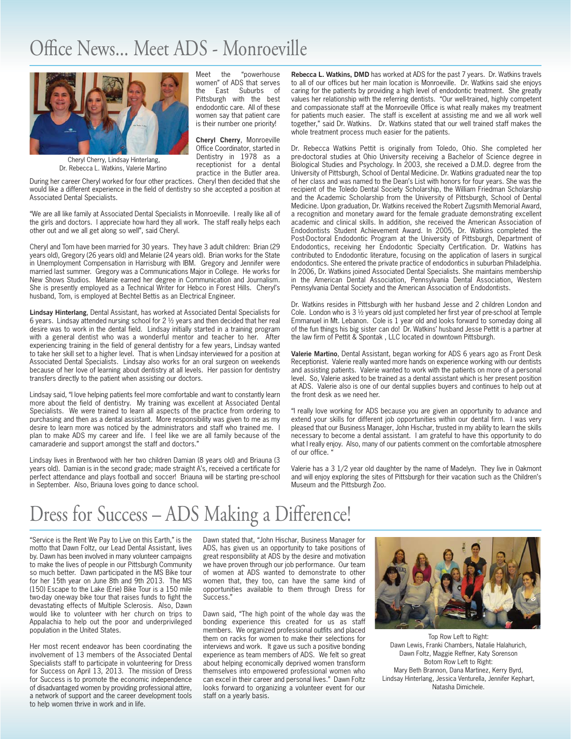# Office News... Meet ADS - Monroeville

Cheryl Cherry, Lindsay Hinterlang, Dr. Rebecca L. Watkins, Valerie Martino

Meet the "powerhouse women" of ADS that serves the East Suburbs of Pittsburgh with the best endodontic care. All of these women say that patient care is their number one priority!

**Cheryl Cherry**, Monroeville Office Coordinator, started in Dentistry in 1978 as a receptionist for a dental practice in the Butler area. During her career Cheryl worked for four other practices. Cheryl then decided that she would like a different experience in the field of dentistry so she accepted a position at Associated Dental Specialists.

"We are all like family at Associated Dental Specialists in Monroeville. I really like all of the girls and doctors. I appreciate how hard they all work. The staff really helps each other out and we all get along so well", said Cheryl.

Cheryl and Tom have been married for 30 years. They have 3 adult children: Brian (29 years old), Gregory (26 years old) and Melanie (24 years old). Brian works for the State in Unemployment Compensation in Harrisburg with IBM. Gregory and Jennifer were married last summer. Gregory was a Communications Major in College. He works for New Shows Studios. Melanie earned her degree in Communication and Journalism. She is presently employed as a Technical Writer for Hebco in Forest Hills. Cheryl's husband, Tom, is employed at Bechtel Bettis as an Electrical Engineer.

**Lindsay Hinterlang**, Dental Assistant, has worked at Associated Dental Specialists for 6 years. Lindsay attended nursing school for 2 ½ years and then decided that her real desire was to work in the dental field. Lindsay initially started in a training program with a general dentist who was a wonderful mentor and teacher to her. After experiencing training in the field of general dentistry for a few years, Lindsay wanted to take her skill set to a higher level. That is when Lindsay interviewed for a position at Associated Dental Specialists. Lindsay also works for an oral surgeon on weekends because of her love of learning about dentistry at all levels. Her passion for dentistry transfers directly to the patient when assisting our doctors.

Lindsay said, "I love helping patients feel more comfortable and want to constantly learn more about the field of dentistry. My training was excellent at Associated Dental Specialists. We were trained to learn all aspects of the practice from ordering to purchasing and then as a dental assistant. More responsibility was given to me as my desire to learn more was noticed by the administrators and staff who trained me. I plan to make ADS my career and life. I feel like we are all family because of the camaraderie and support amongst the staff and doctors."

Lindsay lives in Brentwood with her two children Damian (8 years old) and Briauna (3 years old). Damian is in the second grade; made straight A's, received a certificate for perfect attendance and plays football and soccer! Briauna will be starting pre-school in September. Also, Briauna loves going to dance school.

**Rebecca L. Watkins, DMD** has worked at ADS for the past 7 years. Dr. Watkins travels to all of our offices but her main location is Monroeville. Dr. Watkins said she enjoys caring for the patients by providing a high level of endodontic treatment. She greatly values her relationship with the referring dentists. "Our well-trained, highly competent and compassionate staff at the Monroeville Office is what really makes my treatment for patients much easier. The staff is excellent at assisting me and we all work well together," said Dr. Watkins. Dr. Watkins stated that our well trained staff makes the whole treatment process much easier for the patients.

Dr. Rebecca Watkins Pettit is originally from Toledo, Ohio. She completed her pre-doctoral studies at Ohio University receiving a Bachelor of Science degree in Biological Studies and Psychology. In 2003, she received a D.M.D. degree from the University of Pittsburgh, School of Dental Medicine. Dr. Watkins graduated near the top of her class and was named to the Dean's List with honors for four years. She was the recipient of the Toledo Dental Society Scholarship, the William Friedman Scholarship and the Academic Scholarship from the University of Pittsburgh, School of Dental Medicine. Upon graduation, Dr. Watkins received the Robert Zugsmith Memorial Award, a recognition and monetary award for the female graduate demonstrating excellent academic and clinical skills. In addition, she received the American Association of Endodontists Student Achievement Award. In 2005, Dr. Watkins completed the Post-Doctoral Endodontic Program at the University of Pittsburgh, Department of Endodontics, receiving her Endodontic Specialty Certification. Dr. Watkins has contributed to Endodontic literature, focusing on the application of lasers in surgical endodontics. She entered the private practice of endodontics in suburban Philadelphia. In 2006, Dr. Watkins joined Associated Dental Specialists. She maintains membership in the American Dental Association, Pennsylvania Dental Association, Western Pennsylvania Dental Society and the American Association of Endodontists.

Dr. Watkins resides in Pittsburgh with her husband Jesse and 2 children London and Cole. London who is 3 ½ years old just completed her first year of pre-school at Temple Emmanuel in Mt. Lebanon. Cole is 1 year old and looks forward to someday doing all of the fun things his big sister can do! Dr. Watkins' husband Jesse Pettit is a partner at the law firm of Pettit & Spontak , LLC located in downtown Pittsburgh.

**Valerie Martino**, Dental Assistant, began working for ADS 6 years ago as Front Desk Receptionist. Valerie really wanted more hands on experience working with our dentists and assisting patients. Valerie wanted to work with the patients on more of a personal level. So, Valerie asked to be trained as a dental assistant which is her present position at ADS. Valerie also is one of our dental supplies buyers and continues to help out at the front desk as we need her.

"I really love working for ADS because you are given an opportunity to advance and extend your skills for different job opportunities within our dental firm. I was very pleased that our Business Manager, John Hischar, trusted in my ability to learn the skills necessary to become a dental assistant. I am grateful to have this opportunity to do what I really enjoy. Also, many of our patients comment on the comfortable atmosphere of our office. "

Valerie has a 3 1/2 year old daughter by the name of Madelyn. They live in Oakmont and will enjoy exploring the sites of Pittsburgh for their vacation such as the Children's Museum and the Pittsburgh Zoo.

# Dress for Success – ADS Making a Difference!

"Service is the Rent We Pay to Live on this Earth," is the motto that Dawn Foltz, our Lead Dental Assistant, lives by. Dawn has been involved in many volunteer campaigns to make the lives of people in our Pittsburgh Community so much better. Dawn participated in the MS Bike tour for her 15th year on June 8th and 9th 2013. The MS (150) Escape to the Lake (Erie) Bike Tour is a 150 mile two-day one-way bike tour that raises funds to fight the devastating effects of Multiple Sclerosis. Also, Dawn would like to volunteer with her church on trips to Appalachia to help out the poor and underprivileged population in the United States.

Her most recent endeavor has been coordinating the involvement of 13 members of the Associated Dental Specialists staff to participate in volunteering for Dress for Success on April 13, 2013. The mission of Dress for Success is to promote the economic independence of disadvantaged women by providing professional attire, a network of support and the career development tools to help women thrive in work and in life.

Dawn stated that, "John Hischar, Business Manager for ADS, has given us an opportunity to take positions of great responsibility at ADS by the desire and motivation we have proven through our job performance. Our team of women at ADS wanted to demonstrate to other women that, they too, can have the same kind of opportunities available to them through Dress for Success."

Dawn said, "The high point of the whole day was the bonding experience this created for us as staff members. We organized professional outfits and placed them on racks for women to make their selections for interviews and work. It gave us such a positive bonding experience as team members of ADS. We felt so great about helping economically deprived women transform themselves into empowered professional women who can excel in their career and personal lives." Dawn Foltz looks forward to organizing a volunteer event for our staff on a yearly basis.

Top Row Left to Right:
Dawn Lewis, Franki Chambers, Natalie Halahurich, Dawn Foltz, Maggie Reffner, Katy Sorenson
Botom Row Left to Right:
Mary Beth Brannon, Dana Martinez, Kerry Byrd, Lindsay Hinterlang, Jessica Venturella, Jennifer Kephart, Natasha Dimichele.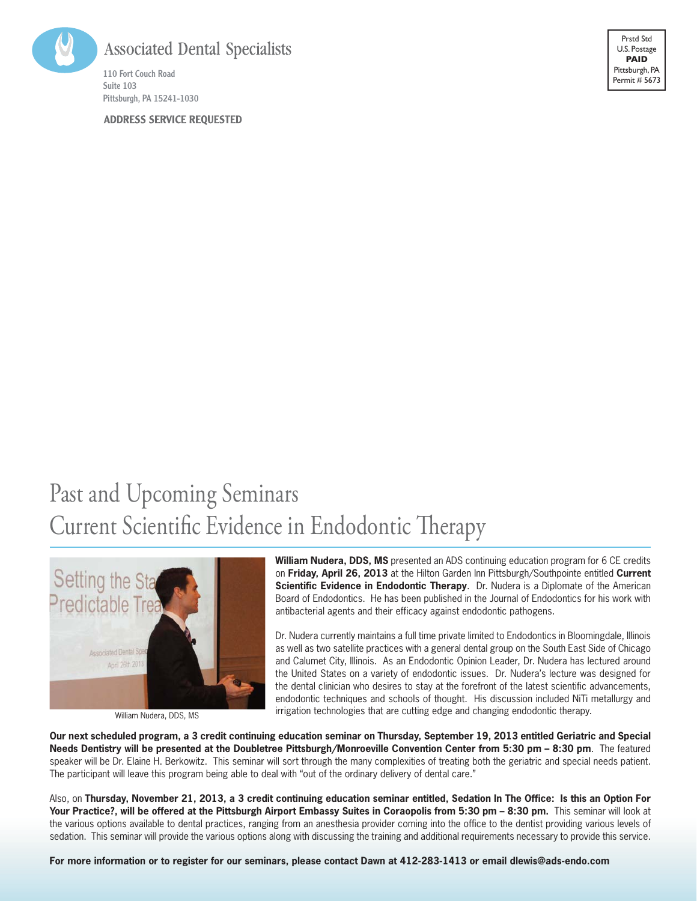Associated Dental Specialists

110 Fort Couch Road
Suite 103
Pittsburgh, PA 15241-1030

ADDRESS SERVICE REQUESTED

Prstd Std
U.S. Postage
**PAID**
Pittsburgh, PA
Permit # 5673

# Past and Upcoming Seminars
# Current Scientific Evidence in Endodontic Therapy

William Nudera, DDS, MS

**William Nudera, DDS, MS** presented an ADS continuing education program for 6 CE credits on **Friday, April 26, 2013** at the Hilton Garden Inn Pittsburgh/Southpointe entitled **Current Scientific Evidence in Endodontic Therapy**. Dr. Nudera is a Diplomate of the American Board of Endodontics. He has been published in the Journal of Endodontics for his work with antibacterial agents and their efficacy against endodontic pathogens.

Dr. Nudera currently maintains a full time private limited to Endodontics in Bloomingdale, Illinois as well as two satellite practices with a general dental group on the South East Side of Chicago and Calumet City, Illinois. As an Endodontic Opinion Leader, Dr. Nudera has lectured around the United States on a variety of endodontic issues. Dr. Nudera's lecture was designed for the dental clinician who desires to stay at the forefront of the latest scientific advancements, endodontic techniques and schools of thought. His discussion included NiTi metallurgy and irrigation technologies that are cutting edge and changing endodontic therapy.

**Our next scheduled program, a 3 credit continuing education seminar on Thursday, September 19, 2013 entitled Geriatric and Special Needs Dentistry will be presented at the Doubletree Pittsburgh/Monroeville Convention Center from 5:30 pm – 8:30 pm**. The featured speaker will be Dr. Elaine H. Berkowitz. This seminar will sort through the many complexities of treating both the geriatric and special needs patient. The participant will leave this program being able to deal with "out of the ordinary delivery of dental care."

Also, on **Thursday, November 21, 2013, a 3 credit continuing education seminar entitled, Sedation In The Office: Is this an Option For Your Practice?, will be offered at the Pittsburgh Airport Embassy Suites in Coraopolis from 5:30 pm – 8:30 pm.** This seminar will look at the various options available to dental practices, ranging from an anesthesia provider coming into the office to the dentist providing various levels of sedation. This seminar will provide the various options along with discussing the training and additional requirements necessary to provide this service.

**For more information or to register for our seminars, please contact Dawn at 412-283-1413 or email dlewis@ads-endo.com**